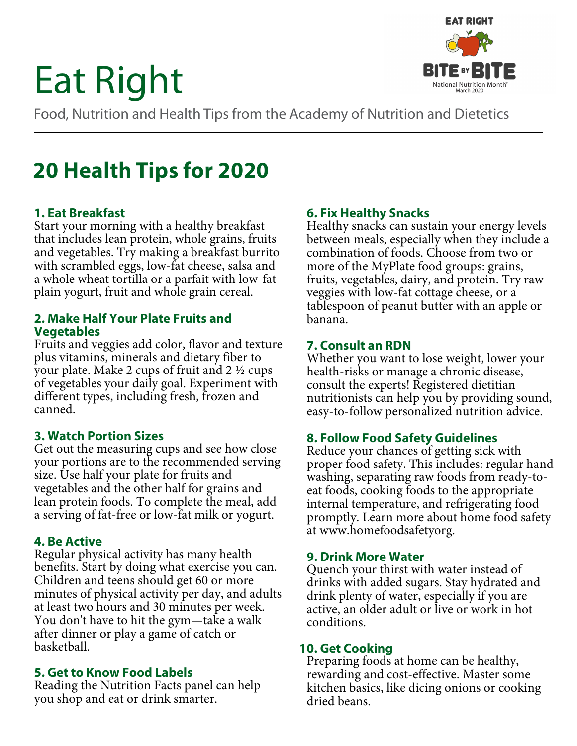# Eat Right

Food, Nutrition and Health Tips from the Academy of Nutrition and Dietetics

EAT RIGHT BITE BY BITE National Nutrition Month® March 2020

---

## 20 Health Tips for 2020

### 1. Eat Breakfast

Start your morning with a healthy breakfast that includes lean protein, whole grains, fruits and vegetables. Try making a breakfast burrito with scrambled eggs, low-fat cheese, salsa and a whole wheat tortilla or a parfait with low-fat plain yogurt, fruit and whole grain cereal.

### 2. Make Half Your Plate Fruits and Vegetables

Fruits and veggies add color, flavor and texture plus vitamins, minerals and dietary fiber to your plate. Make 2 cups of fruit and 2 ½ cups of vegetables your daily goal. Experiment with different types, including fresh, frozen and canned.

### 3. Watch Portion Sizes

Get out the measuring cups and see how close your portions are to the recommended serving size. Use half your plate for fruits and vegetables and the other half for grains and lean protein foods. To complete the meal, add a serving of fat-free or low-fat milk or yogurt.

### 4. Be Active

Regular physical activity has many health benefits. Start by doing what exercise you can. Children and teens should get 60 or more minutes of physical activity per day, and adults at least two hours and 30 minutes per week. You don't have to hit the gym—take a walk after dinner or play a game of catch or basketball.

### 5. Get to Know Food Labels

Reading the Nutrition Facts panel can help you shop and eat or drink smarter.

### 6. Fix Healthy Snacks

Healthy snacks can sustain your energy levels between meals, especially when they include a combination of foods. Choose from two or more of the MyPlate food groups: grains, fruits, vegetables, dairy, and protein. Try raw veggies with low-fat cottage cheese, or a tablespoon of peanut butter with an apple or banana.

### 7. Consult an RDN

Whether you want to lose weight, lower your health-risks or manage a chronic disease, consult the experts! Registered dietitian nutritionists can help you by providing sound, easy-to-follow personalized nutrition advice.

### 8. Follow Food Safety Guidelines

Reduce your chances of getting sick with proper food safety. This includes: regular hand washing, separating raw foods from ready-to-eat foods, cooking foods to the appropriate internal temperature, and refrigerating food promptly. Learn more about home food safety at www.homefoodsafetyorg.

### 9. Drink More Water

Quench your thirst with water instead of drinks with added sugars. Stay hydrated and drink plenty of water, especially if you are active, an older adult or live or work in hot conditions.

### 10. Get Cooking

Preparing foods at home can be healthy, rewarding and cost-effective. Master some kitchen basics, like dicing onions or cooking dried beans.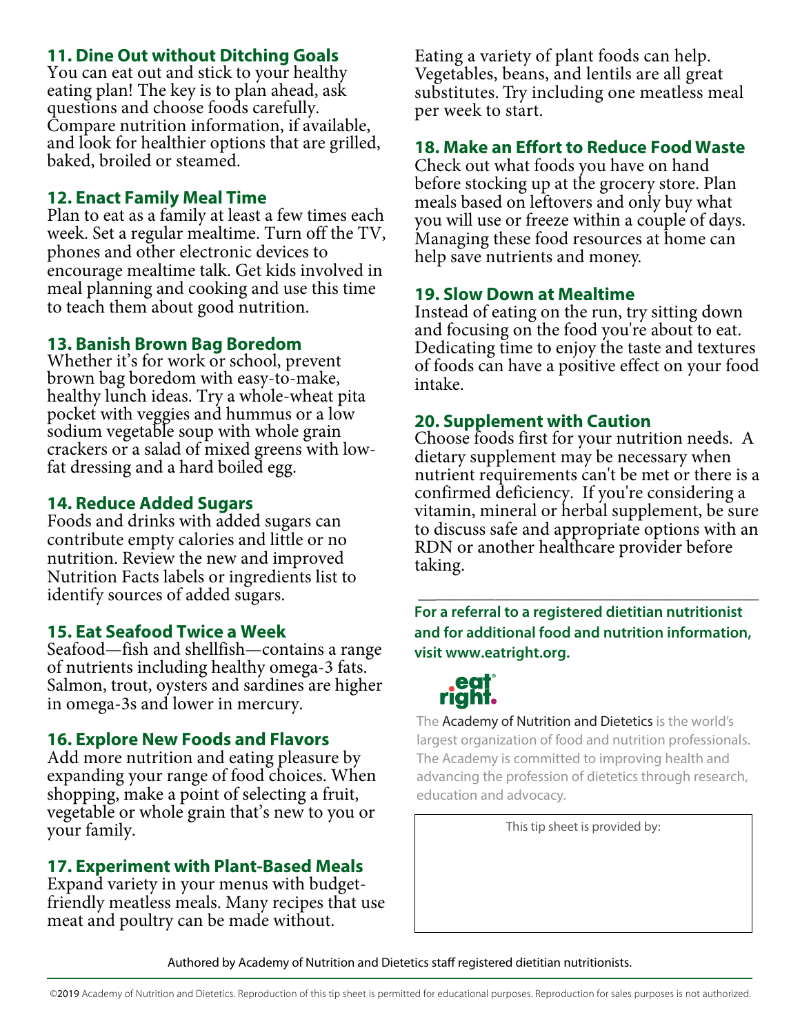### 11. Dine Out without Ditching Goals

You can eat out and stick to your healthy eating plan! The key is to plan ahead, ask questions and choose foods carefully. Compare nutrition information, if available, and look for healthier options that are grilled, baked, broiled or steamed.

### 12. Enact Family Meal Time

Plan to eat as a family at least a few times each week. Set a regular mealtime. Turn off the TV, phones and other electronic devices to encourage mealtime talk. Get kids involved in meal planning and cooking and use this time to teach them about good nutrition.

### 13. Banish Brown Bag Boredom

Whether it's for work or school, prevent brown bag boredom with easy-to-make, healthy lunch ideas. Try a whole-wheat pita pocket with veggies and hummus or a low sodium vegetable soup with whole grain crackers or a salad of mixed greens with low-fat dressing and a hard boiled egg.

### 14. Reduce Added Sugars

Foods and drinks with added sugars can contribute empty calories and little or no nutrition. Review the new and improved Nutrition Facts labels or ingredients list to identify sources of added sugars.

### 15. Eat Seafood Twice a Week

Seafood—fish and shellfish—contains a range of nutrients including healthy omega-3 fats. Salmon, trout, oysters and sardines are higher in omega-3s and lower in mercury.

### 16. Explore New Foods and Flavors

Add more nutrition and eating pleasure by expanding your range of food choices. When shopping, make a point of selecting a fruit, vegetable or whole grain that's new to you or your family.

### 17. Experiment with Plant-Based Meals

Expand variety in your menus with budget-friendly meatless meals. Many recipes that use meat and poultry can be made without. Eating a variety of plant foods can help. Vegetables, beans, and lentils are all great substitutes. Try including one meatless meal per week to start.

### 18. Make an Effort to Reduce Food Waste

Check out what foods you have on hand before stocking up at the grocery store. Plan meals based on leftovers and only buy what you will use or freeze within a couple of days. Managing these food resources at home can help save nutrients and money.

### 19. Slow Down at Mealtime

Instead of eating on the run, try sitting down and focusing on the food you're about to eat. Dedicating time to enjoy the taste and textures of foods can have a positive effect on your food intake.

### 20. Supplement with Caution

Choose foods first for your nutrition needs. A dietary supplement may be necessary when nutrient requirements can't be met or there is a confirmed deficiency. If you're considering a vitamin, mineral or herbal supplement, be sure to discuss safe and appropriate options with an RDN or another healthcare provider before taking.

---

**For a referral to a registered dietitian nutritionist and for additional food and nutrition information, visit www.eatright.org.**

eat right.

The Academy of Nutrition and Dietetics is the world's largest organization of food and nutrition professionals. The Academy is committed to improving health and advancing the profession of dietetics through research, education and advocacy.

This tip sheet is provided by:

Authored by Academy of Nutrition and Dietetics staff registered dietitian nutritionists.

©2019 Academy of Nutrition and Dietetics. Reproduction of this tip sheet is permitted for educational purposes. Reproduction for sales purposes is not authorized.